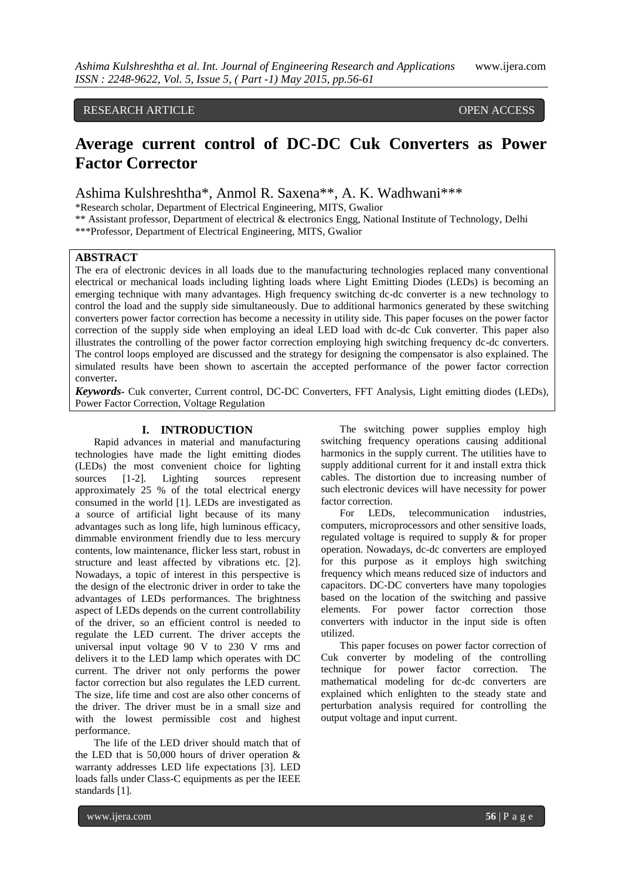RESEARCH ARTICLE OPEN ACCESS

# Average current control of DC-DC Cuk Converters as Power Factor Corrector

Ashima Kulshreshtha*, Anmol R. Saxena**, A. K. Wadhwani***

*Research scholar, Department of Electrical Engineering, MITS, Gwalior
** Assistant professor, Department of electrical & electronics Engg, National Institute of Technology, Delhi
***Professor, Department of Electrical Engineering, MITS, Gwalior

## ABSTRACT

The era of electronic devices in all loads due to the manufacturing technologies replaced many conventional electrical or mechanical loads including lighting loads where Light Emitting Diodes (LEDs) is becoming an emerging technique with many advantages. High frequency switching dc-dc converter is a new technology to control the load and the supply side simultaneously. Due to additional harmonics generated by these switching converters power factor correction has become a necessity in utility side. This paper focuses on the power factor correction of the supply side when employing an ideal LED load with dc-dc Cuk converter. This paper also illustrates the controlling of the power factor correction employing high switching frequency dc-dc converters. The control loops employed are discussed and the strategy for designing the compensator is also explained. The simulated results have been shown to ascertain the accepted performance of the power factor correction converter.

***Keywords*-** Cuk converter, Current control, DC-DC Converters, FFT Analysis, Light emitting diodes (LEDs), Power Factor Correction, Voltage Regulation

## I. INTRODUCTION

Rapid advances in material and manufacturing technologies have made the light emitting diodes (LEDs) the most convenient choice for lighting sources [1-2]. Lighting sources represent approximately 25 % of the total electrical energy consumed in the world [1]. LEDs are investigated as a source of artificial light because of its many advantages such as long life, high luminous efficacy, dimmable environment friendly due to less mercury contents, low maintenance, flicker less start, robust in structure and least affected by vibrations etc. [2]. Nowadays, a topic of interest in this perspective is the design of the electronic driver in order to take the advantages of LEDs performances. The brightness aspect of LEDs depends on the current controllability of the driver, so an efficient control is needed to regulate the LED current. The driver accepts the universal input voltage 90 V to 230 V rms and delivers it to the LED lamp which operates with DC current. The driver not only performs the power factor correction but also regulates the LED current. The size, life time and cost are also other concerns of the driver. The driver must be in a small size and with the lowest permissible cost and highest performance.

The life of the LED driver should match that of the LED that is 50,000 hours of driver operation & warranty addresses LED life expectations [3]. LED loads falls under Class-C equipments as per the IEEE standards [1].

The switching power supplies employ high switching frequency operations causing additional harmonics in the supply current. The utilities have to supply additional current for it and install extra thick cables. The distortion due to increasing number of such electronic devices will have necessity for power factor correction.

For LEDs, telecommunication industries, computers, microprocessors and other sensitive loads, regulated voltage is required to supply & for proper operation. Nowadays, dc-dc converters are employed for this purpose as it employs high switching frequency which means reduced size of inductors and capacitors. DC-DC converters have many topologies based on the location of the switching and passive elements. For power factor correction those converters with inductor in the input side is often utilized.

This paper focuses on power factor correction of Cuk converter by modeling of the controlling technique for power factor correction. The mathematical modeling for dc-dc converters are explained which enlighten to the steady state and perturbation analysis required for controlling the output voltage and input current.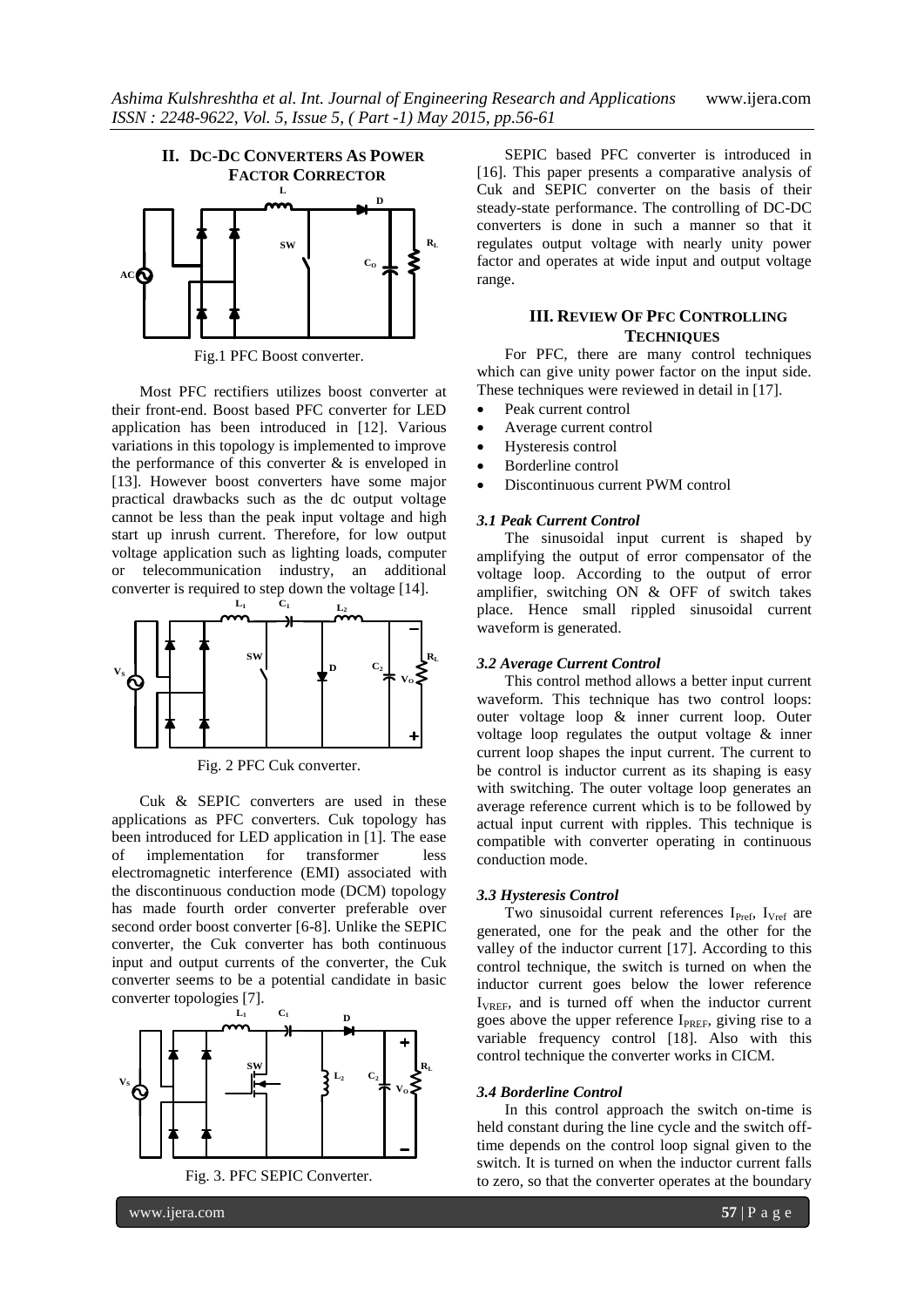## II. DC-DC CONVERTERS AS POWER FACTOR CORRECTOR

Fig.1 PFC Boost converter.

Most PFC rectifiers utilizes boost converter at their front-end. Boost based PFC converter for LED application has been introduced in [12]. Various variations in this topology is implemented to improve the performance of this converter & is enveloped in [13]. However boost converters have some major practical drawbacks such as the dc output voltage cannot be less than the peak input voltage and high start up inrush current. Therefore, for low output voltage application such as lighting loads, computer or telecommunication industry, an additional converter is required to step down the voltage [14].

Fig. 2 PFC Cuk converter.

Cuk & SEPIC converters are used in these applications as PFC converters. Cuk topology has been introduced for LED application in [1]. The ease of implementation for transformer less electromagnetic interference (EMI) associated with the discontinuous conduction mode (DCM) topology has made fourth order converter preferable over second order boost converter [6-8]. Unlike the SEPIC converter, the Cuk converter has both continuous input and output currents of the converter, the Cuk converter seems to be a potential candidate in basic converter topologies [7].

Fig. 3. PFC SEPIC Converter.

SEPIC based PFC converter is introduced in [16]. This paper presents a comparative analysis of Cuk and SEPIC converter on the basis of their steady-state performance. The controlling of DC-DC converters is done in such a manner so that it regulates output voltage with nearly unity power factor and operates at wide input and output voltage range.

## III. REVIEW OF PFC CONTROLLING TECHNIQUES

For PFC, there are many control techniques which can give unity power factor on the input side. These techniques were reviewed in detail in [17].

- Peak current control
- Average current control
- Hysteresis control
- Borderline control
- Discontinuous current PWM control

### *3.1 Peak Current Control*

The sinusoidal input current is shaped by amplifying the output of error compensator of the voltage loop. According to the output of error amplifier, switching ON & OFF of switch takes place. Hence small rippled sinusoidal current waveform is generated.

### *3.2 Average Current Control*

This control method allows a better input current waveform. This technique has two control loops: outer voltage loop & inner current loop. Outer voltage loop regulates the output voltage & inner current loop shapes the input current. The current to be control is inductor current as its shaping is easy with switching. The outer voltage loop generates an average reference current which is to be followed by actual input current with ripples. This technique is compatible with converter operating in continuous conduction mode.

### *3.3 Hysteresis Control*

Two sinusoidal current references $I_{Pref}$, $I_{Vref}$ are generated, one for the peak and the other for the valley of the inductor current [17]. According to this control technique, the switch is turned on when the inductor current goes below the lower reference $I_{VREF}$, and is turned off when the inductor current goes above the upper reference $I_{PREF}$, giving rise to a variable frequency control [18]. Also with this control technique the converter works in CICM.

### *3.4 Borderline Control*

In this control approach the switch on-time is held constant during the line cycle and the switch off-time depends on the control loop signal given to the switch. It is turned on when the inductor current falls to zero, so that the converter operates at the boundary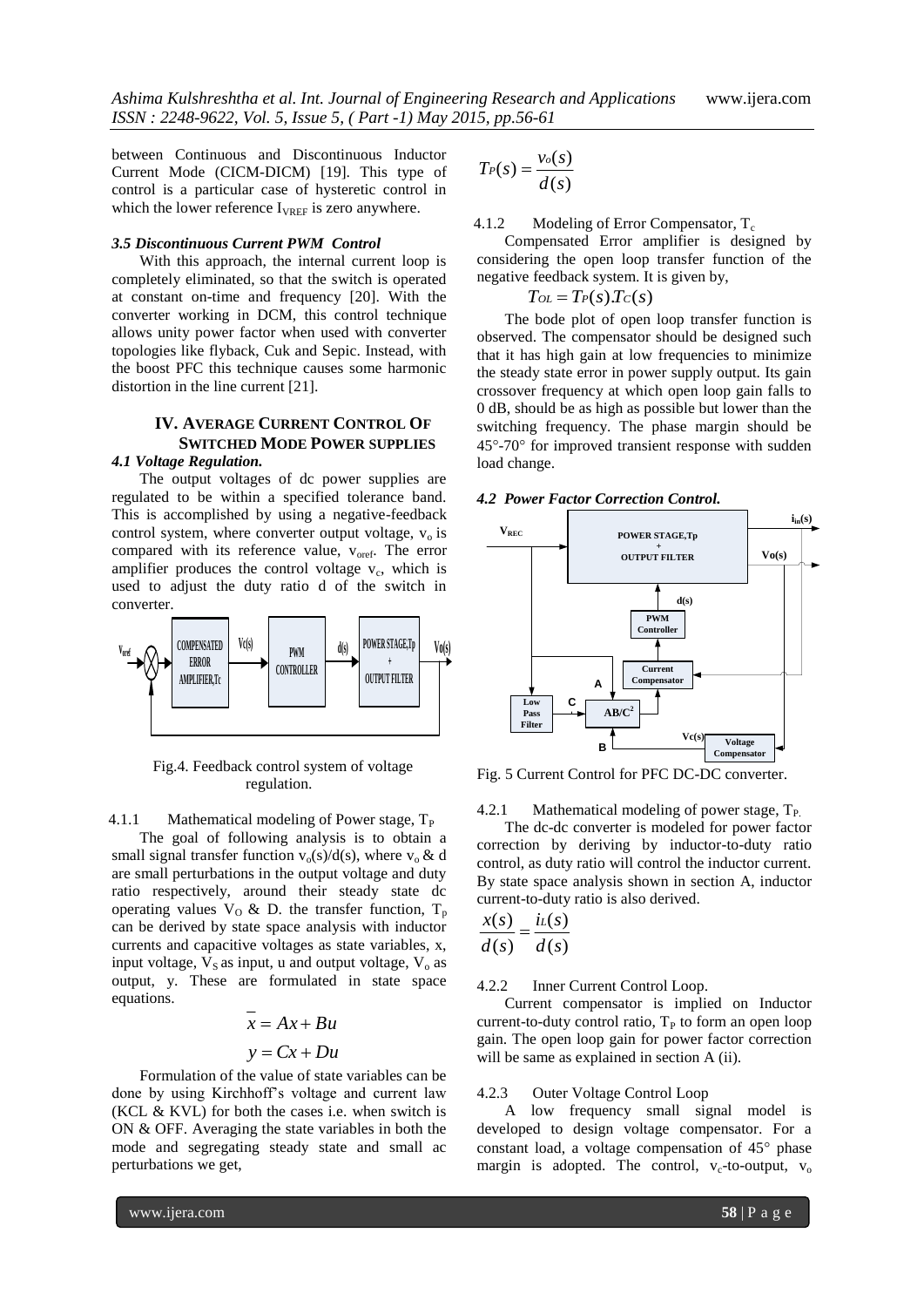between Continuous and Discontinuous Inductor Current Mode (CICM-DICM) [19]. This type of control is a particular case of hysteretic control in which the lower reference $I_{VREF}$ is zero anywhere.

### *3.5 Discontinuous Current PWM Control*

With this approach, the internal current loop is completely eliminated, so that the switch is operated at constant on-time and frequency [20]. With the converter working in DCM, this control technique allows unity power factor when used with converter topologies like flyback, Cuk and Sepic. Instead, with the boost PFC this technique causes some harmonic distortion in the line current [21].

## IV. AVERAGE CURRENT CONTROL OF SWITCHED MODE POWER SUPPLIES

### *4.1 Voltage Regulation.*

The output voltages of dc power supplies are regulated to be within a specified tolerance band. This is accomplished by using a negative-feedback control system, where converter output voltage, $v_o$ is compared with its reference value, $v_{oref}$. The error amplifier produces the control voltage $v_c$, which is used to adjust the duty ratio d of the switch in converter.

Fig.4. Feedback control system of voltage regulation.

4.1.1 Mathematical modeling of Power stage, $T_P$

The goal of following analysis is to obtain a small signal transfer function $v_o(s)/d(s)$, where $v_o$ & d are small perturbations in the output voltage and duty ratio respectively, around their steady state dc operating values $V_O$ & D. the transfer function, $T_p$ can be derived by state space analysis with inductor currents and capacitive voltages as state variables, x, input voltage, $V_S$ as input, u and output voltage, $V_o$ as output, y. These are formulated in state space equations.

$$\bar{x} = Ax + Bu$$

$$y = Cx + Du$$

Formulation of the value of state variables can be done by using Kirchhoff's voltage and current law (KCL & KVL) for both the cases i.e. when switch is ON & OFF. Averaging the state variables in both the mode and segregating steady state and small ac perturbations we get,

$$T_P(s) = \frac{v_o(s)}{d(s)}$$

4.1.2 Modeling of Error Compensator, $T_c$

Compensated Error amplifier is designed by considering the open loop transfer function of the negative feedback system. It is given by,

$$T_{OL} = T_P(s).T_C(s)$$

The bode plot of open loop transfer function is observed. The compensator should be designed such that it has high gain at low frequencies to minimize the steady state error in power supply output. Its gain crossover frequency at which open loop gain falls to 0 dB, should be as high as possible but lower than the switching frequency. The phase margin should be 45°-70° for improved transient response with sudden load change.

### *4.2 Power Factor Correction Control.*

Fig. 5 Current Control for PFC DC-DC converter.

4.2.1 Mathematical modeling of power stage, $T_P$.

The dc-dc converter is modeled for power factor correction by deriving by inductor-to-duty ratio control, as duty ratio will control the inductor current. By state space analysis shown in section A, inductor current-to-duty ratio is also derived.

$$\frac{x(s)}{d(s)} = \frac{i_L(s)}{d(s)}$$

4.2.2 Inner Current Control Loop.

Current compensator is implied on Inductor current-to-duty control ratio, $T_P$ to form an open loop gain. The open loop gain for power factor correction will be same as explained in section A (ii).

4.2.3 Outer Voltage Control Loop

A low frequency small signal model is developed to design voltage compensator. For a constant load, a voltage compensation of 45° phase margin is adopted. The control, $v_c$-to-output, $v_o$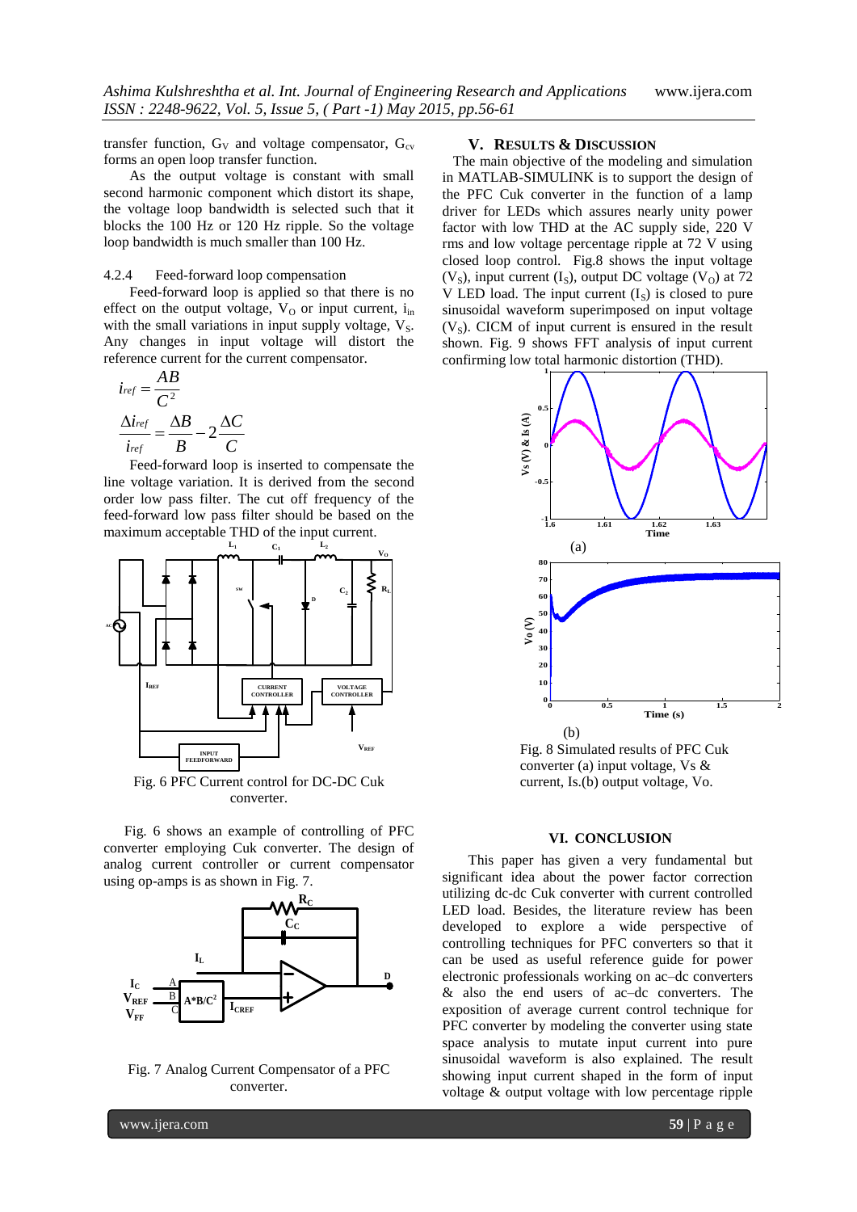transfer function, $G_V$ and voltage compensator, $G_{cv}$ forms an open loop transfer function.

As the output voltage is constant with small second harmonic component which distort its shape, the voltage loop bandwidth is selected such that it blocks the 100 Hz or 120 Hz ripple. So the voltage loop bandwidth is much smaller than 100 Hz.

4.2.4 Feed-forward loop compensation

Feed-forward loop is applied so that there is no effect on the output voltage, $V_O$ or input current, $i_{in}$ with the small variations in input supply voltage, $V_S$. Any changes in input voltage will distort the reference current for the current compensator.

$$i_{ref} = \frac{AB}{C^2}$$

$$\frac{\Delta i_{ref}}{i_{ref}} = \frac{\Delta B}{B} - 2\frac{\Delta C}{C}$$

Feed-forward loop is inserted to compensate the line voltage variation. It is derived from the second order low pass filter. The cut off frequency of the feed-forward low pass filter should be based on the maximum acceptable THD of the input current.

Fig. 6 PFC Current control for DC-DC Cuk converter.

Fig. 6 shows an example of controlling of PFC converter employing Cuk converter. The design of analog current controller or current compensator using op-amps is as shown in Fig. 7.

Fig. 7 Analog Current Compensator of a PFC converter.

## V. RESULTS & DISCUSSION

The main objective of the modeling and simulation in MATLAB-SIMULINK is to support the design of the PFC Cuk converter in the function of a lamp driver for LEDs which assures nearly unity power factor with low THD at the AC supply side, 220 V rms and low voltage percentage ripple at 72 V using closed loop control. Fig.8 shows the input voltage ($V_S$), input current ($I_S$), output DC voltage ($V_O$) at 72 V LED load. The input current ($I_S$) is closed to pure sinusoidal waveform superimposed on input voltage ($V_S$). CICM of input current is ensured in the result shown. Fig. 9 shows FFT analysis of input current confirming low total harmonic distortion (THD).

(a)

(b)

Fig. 8 Simulated results of PFC Cuk converter (a) input voltage, Vs & current, Is.(b) output voltage, Vo.

## VI. CONCLUSION

This paper has given a very fundamental but significant idea about the power factor correction utilizing dc-dc Cuk converter with current controlled LED load. Besides, the literature review has been developed to explore a wide perspective of controlling techniques for PFC converters so that it can be used as useful reference guide for power electronic professionals working on ac–dc converters & also the end users of ac–dc converters. The exposition of average current control technique for PFC converter by modeling the converter using state space analysis to mutate input current into pure sinusoidal waveform is also explained. The result showing input current shaped in the form of input voltage & output voltage with low percentage ripple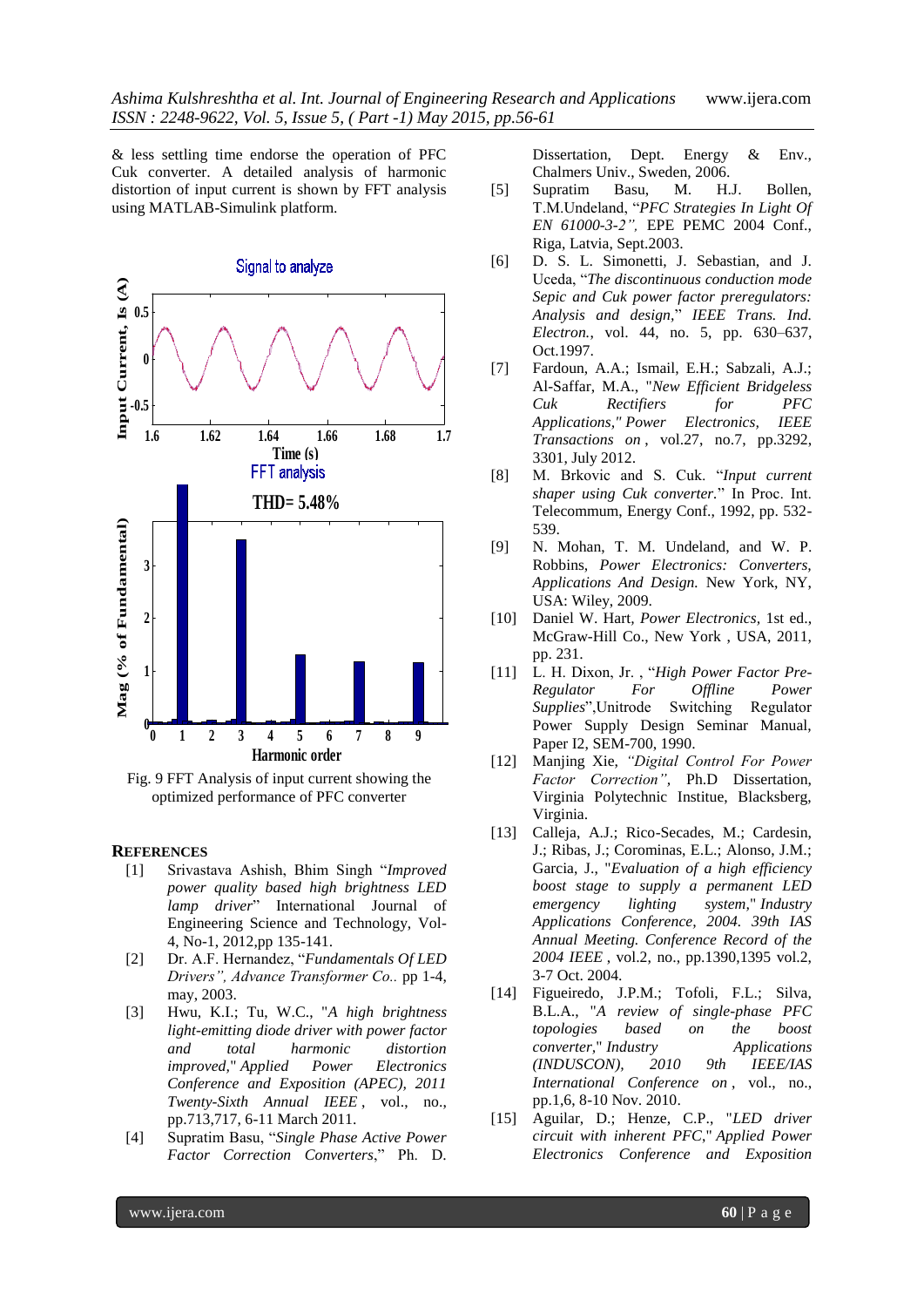& less settling time endorse the operation of PFC Cuk converter. A detailed analysis of harmonic distortion of input current is shown by FFT analysis using MATLAB-Simulink platform.

Fig. 9 FFT Analysis of input current showing the optimized performance of PFC converter

## REFERENCES

[1] Srivastava Ashish, Bhim Singh "*Improved power quality based high brightness LED lamp driver*" International Journal of Engineering Science and Technology, Vol-4, No-1, 2012,pp 135-141.

[2] Dr. A.F. Hernandez, "*Fundamentals Of LED Drivers", Advance Transformer Co.* pp 1-4, may, 2003.

[3] Hwu, K.I.; Tu, W.C., "*A high brightness light-emitting diode driver with power factor and total harmonic distortion improved,*" *Applied Power Electronics Conference and Exposition (APEC), 2011 Twenty-Sixth Annual IEEE* , vol., no., pp.713,717, 6-11 March 2011.

[4] Supratim Basu, "*Single Phase Active Power Factor Correction Converters*," Ph. D. Dissertation, Dept. Energy & Env., Chalmers Univ., Sweden, 2006.

[5] Supratim Basu, M. H.J. Bollen, T.M.Undeland, "*PFC Strategies In Light Of EN 61000-3-2",* EPE PEMC 2004 Conf., Riga, Latvia, Sept.2003.

[6] D. S. L. Simonetti, J. Sebastian, and J. Uceda, "*The discontinuous conduction mode Sepic and Cuk power factor preregulators: Analysis and design,*" *IEEE Trans. Ind. Electron.*, vol. 44, no. 5, pp. 630–637, Oct.1997.

[7] Fardoun, A.A.; Ismail, E.H.; Sabzali, A.J.; Al-Saffar, M.A., "*New Efficient Bridgeless Cuk Rectifiers for PFC Applications,*" *Power Electronics, IEEE Transactions on* , vol.27, no.7, pp.3292, 3301, July 2012.

[8] M. Brkovic and S. Cuk. "*Input current shaper using Cuk converter.*" In Proc. Int. Telecommum, Energy Conf., 1992, pp. 532-539.

[9] N. Mohan, T. M. Undeland, and W. P. Robbins, *Power Electronics: Converters, Applications And Design.* New York, NY, USA: Wiley, 2009.

[10] Daniel W. Hart, *Power Electronics*, 1st ed., McGraw-Hill Co., New York , USA, 2011, pp. 231.

[11] L. H. Dixon, Jr. , "*High Power Factor Pre-Regulator For Offline Power Supplies*",Unitrode Switching Regulator Power Supply Design Seminar Manual, Paper I2, SEM-700, 1990.

[12] Manjing Xie, *"Digital Control For Power Factor Correction",* Ph.D Dissertation, Virginia Polytechnic Institue, Blacksberg, Virginia.

[13] Calleja, A.J.; Rico-Secades, M.; Cardesin, J.; Ribas, J.; Corominas, E.L.; Alonso, J.M.; Garcia, J., "*Evaluation of a high efficiency boost stage to supply a permanent LED emergency lighting system,*" *Industry Applications Conference, 2004. 39th IAS Annual Meeting. Conference Record of the 2004 IEEE* , vol.2, no., pp.1390,1395 vol.2, 3-7 Oct. 2004.

[14] Figueiredo, J.P.M.; Tofoli, F.L.; Silva, B.L.A., "*A review of single-phase PFC topologies based on the boost converter,*" *Industry Applications (INDUSCON), 2010 9th IEEE/IAS International Conference on* , vol., no., pp.1,6, 8-10 Nov. 2010.

[15] Aguilar, D.; Henze, C.P., "*LED driver circuit with inherent PFC,*" *Applied Power Electronics Conference and Exposition*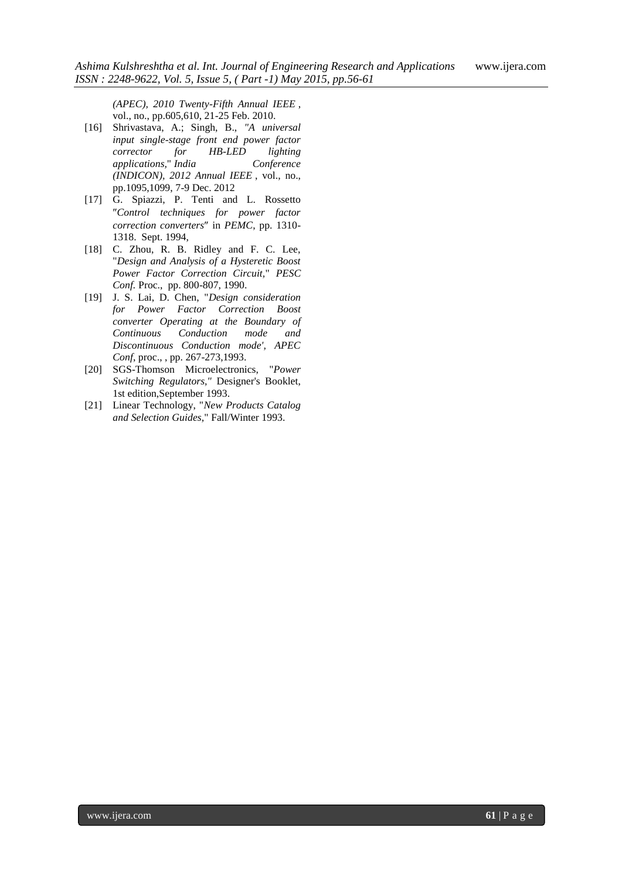*(APEC), 2010 Twenty-Fifth Annual IEEE* , vol., no., pp.605,610, 21-25 Feb. 2010.

[16] Shrivastava, A.; Singh, B., *"A universal input single-stage front end power factor corrector for HB-LED lighting applications,"* *India Conference (INDICON), 2012 Annual IEEE* , vol., no., pp.1095,1099, 7-9 Dec. 2012

[17] G. Spiazzi, P. Tenti and L. Rossetto *"Control techniques for power factor correction converters"* in *PEMC*, pp. 1310-1318. Sept. 1994,

[18] C. Zhou, R. B. Ridley and F. C. Lee, "*Design and Analysis of a Hysteretic Boost Power Factor Correction Circuit*," *PESC Conf.* Proc., pp. 800-807, 1990.

[19] J. S. Lai, D. Chen, "*Design consideration for Power Factor Correction Boost converter Operating at the Boundary of Continuous Conduction mode and Discontinuous Conduction mode', APEC Conf*, proc., , pp. 267-273,1993.

[20] SGS-Thomson Microelectronics, "*Power Switching Regulators,"* Designer's Booklet, 1st edition,September 1993.

[21] Linear Technology, "*New Products Catalog and Selection Guides*," Fall/Winter 1993.